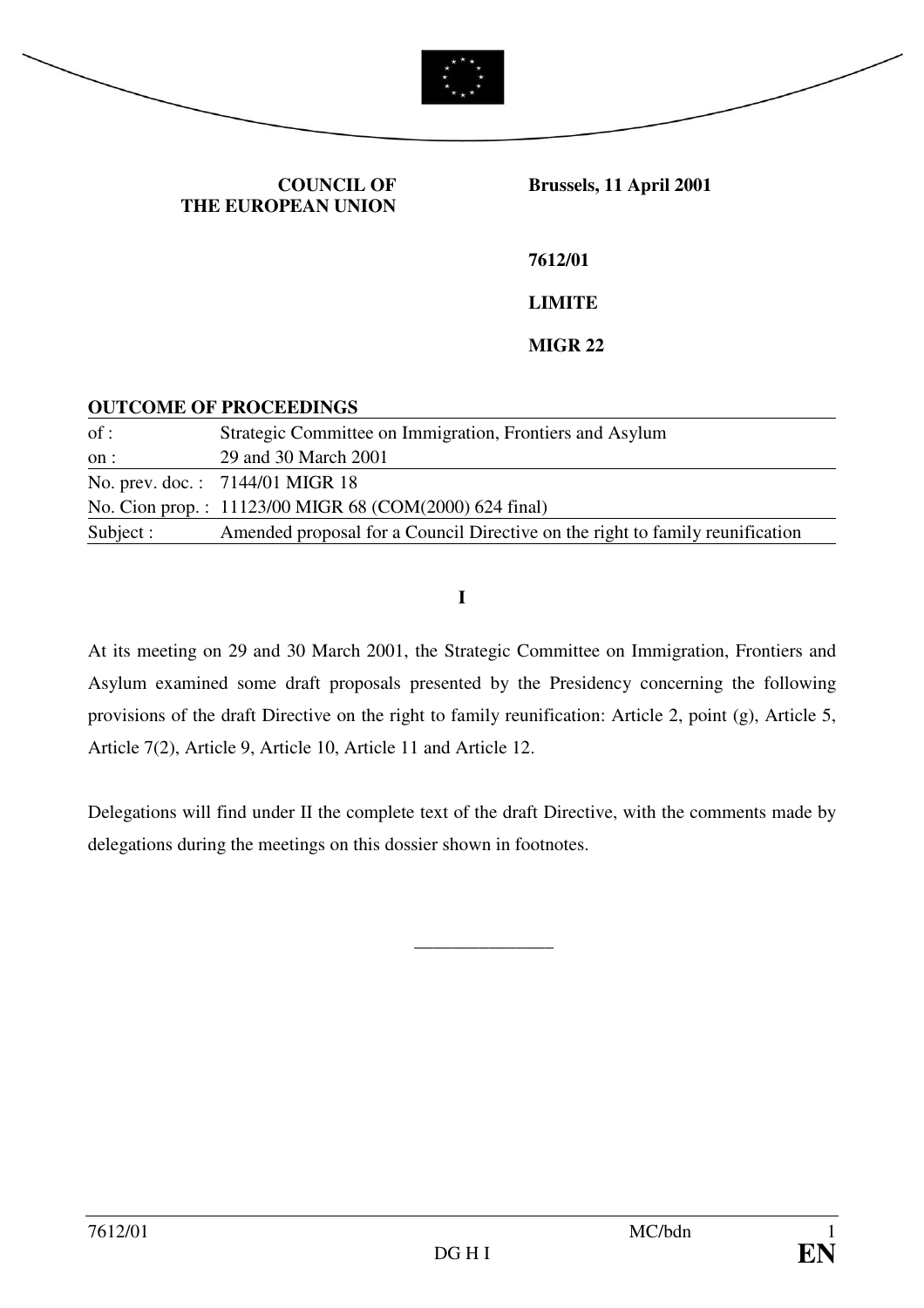**COUNCIL OF THE EUROPEAN UNION**

**Brussels, 11 April 2001**

**7612/01**

**LIMITE**

**MIGR 22**

**OUTCOME OF PROCEEDINGS**

| | |
|---|---|
| of : | Strategic Committee on Immigration, Frontiers and Asylum |
| on : | 29 and 30 March 2001 |
| No. prev. doc. : | 7144/01 MIGR 18 |
| No. Cion prop. : | 11123/00 MIGR 68 (COM(2000) 624 final) |
| Subject : | Amended proposal for a Council Directive on the right to family reunification |

**I**

At its meeting on 29 and 30 March 2001, the Strategic Committee on Immigration, Frontiers and Asylum examined some draft proposals presented by the Presidency concerning the following provisions of the draft Directive on the right to family reunification: Article 2, point (g), Article 5, Article 7(2), Article 9, Article 10, Article 11 and Article 12.

Delegations will find under II the complete text of the draft Directive, with the comments made by delegations during the meetings on this dossier shown in footnotes.

______________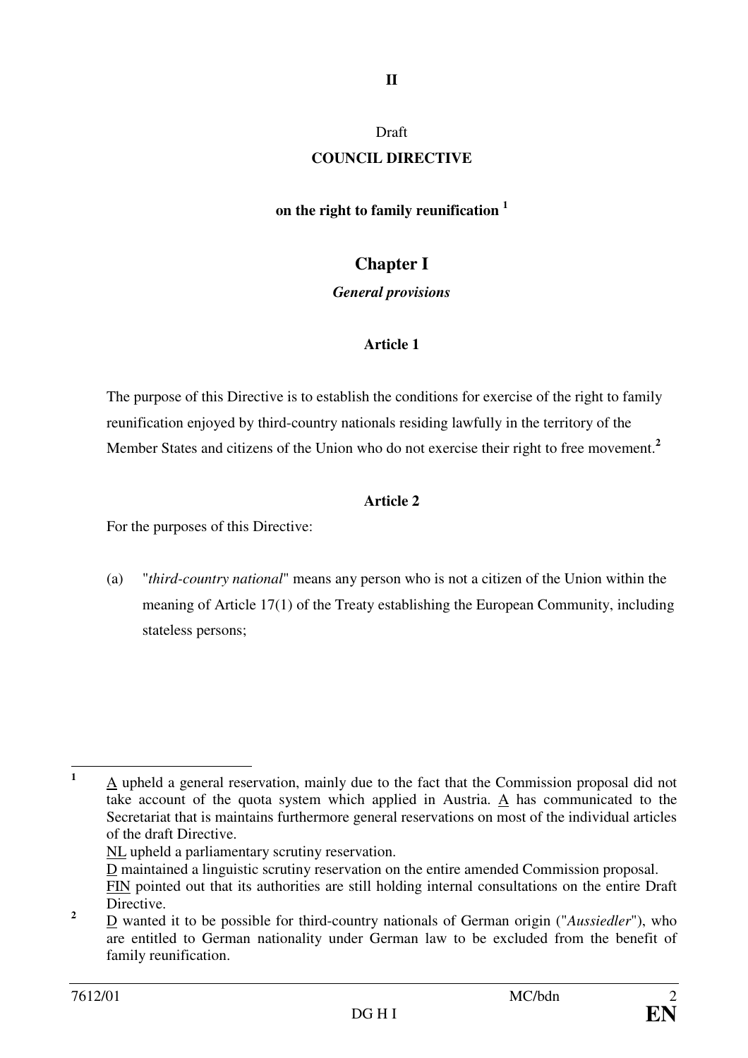**II**

Draft

**COUNCIL DIRECTIVE**

**on the right to family reunification [1]**

## Chapter I

***General provisions***

### Article 1

The purpose of this Directive is to establish the conditions for exercise of the right to family reunification enjoyed by third-country nationals residing lawfully in the territory of the Member States and citizens of the Union who do not exercise their right to free movement.[2]

### Article 2

For the purposes of this Directive:

(a) "*third-country national*" means any person who is not a citizen of the Union within the meaning of Article 17(1) of the Treaty establishing the European Community, including stateless persons;

---

[1] A upheld a general reservation, mainly due to the fact that the Commission proposal did not take account of the quota system which applied in Austria. A has communicated to the Secretariat that is maintains furthermore general reservations on most of the individual articles of the draft Directive.
NL upheld a parliamentary scrutiny reservation.
D maintained a linguistic scrutiny reservation on the entire amended Commission proposal.
FIN pointed out that its authorities are still holding internal consultations on the entire Draft Directive.

[2] D wanted it to be possible for third-country nationals of German origin ("*Aussiedler*"), who are entitled to German nationality under German law to be excluded from the benefit of family reunification.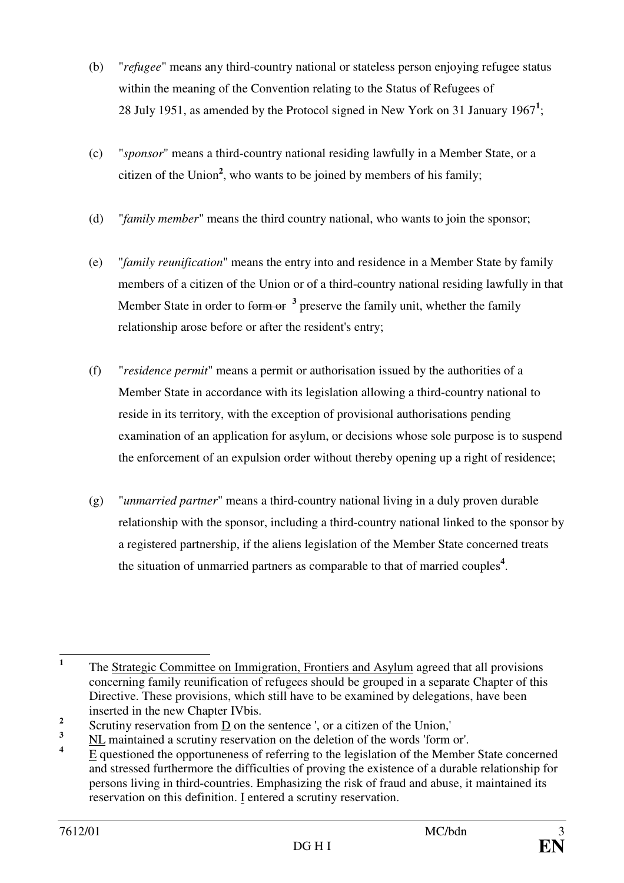(b) "*refugee*" means any third-country national or stateless person enjoying refugee status within the meaning of the Convention relating to the Status of Refugees of 28 July 1951, as amended by the Protocol signed in New York on 31 January 1967[1];

(c) "*sponsor*" means a third-country national residing lawfully in a Member State, or a citizen of the Union[2], who wants to be joined by members of his family;

(d) "*family member*" means the third country national, who wants to join the sponsor;

(e) "*family reunification*" means the entry into and residence in a Member State by family members of a citizen of the Union or of a third-country national residing lawfully in that Member State in order to ~~form or~~ [3] preserve the family unit, whether the family relationship arose before or after the resident's entry;

(f) "*residence permit*" means a permit or authorisation issued by the authorities of a Member State in accordance with its legislation allowing a third-country national to reside in its territory, with the exception of provisional authorisations pending examination of an application for asylum, or decisions whose sole purpose is to suspend the enforcement of an expulsion order without thereby opening up a right of residence;

(g) "*unmarried partner*" means a third-country national living in a duly proven durable relationship with the sponsor, including a third-country national linked to the sponsor by a registered partnership, if the aliens legislation of the Member State concerned treats the situation of unmarried partners as comparable to that of married couples[4].

---

[1] The Strategic Committee on Immigration, Frontiers and Asylum agreed that all provisions concerning family reunification of refugees should be grouped in a separate Chapter of this Directive. These provisions, which still have to be examined by delegations, have been inserted in the new Chapter IVbis.

[2] Scrutiny reservation from D on the sentence ', or a citizen of the Union,'

[3] NL maintained a scrutiny reservation on the deletion of the words 'form or'.

[4] E questioned the opportuneness of referring to the legislation of the Member State concerned and stressed furthermore the difficulties of proving the existence of a durable relationship for persons living in third-countries. Emphasizing the risk of fraud and abuse, it maintained its reservation on this definition. I entered a scrutiny reservation.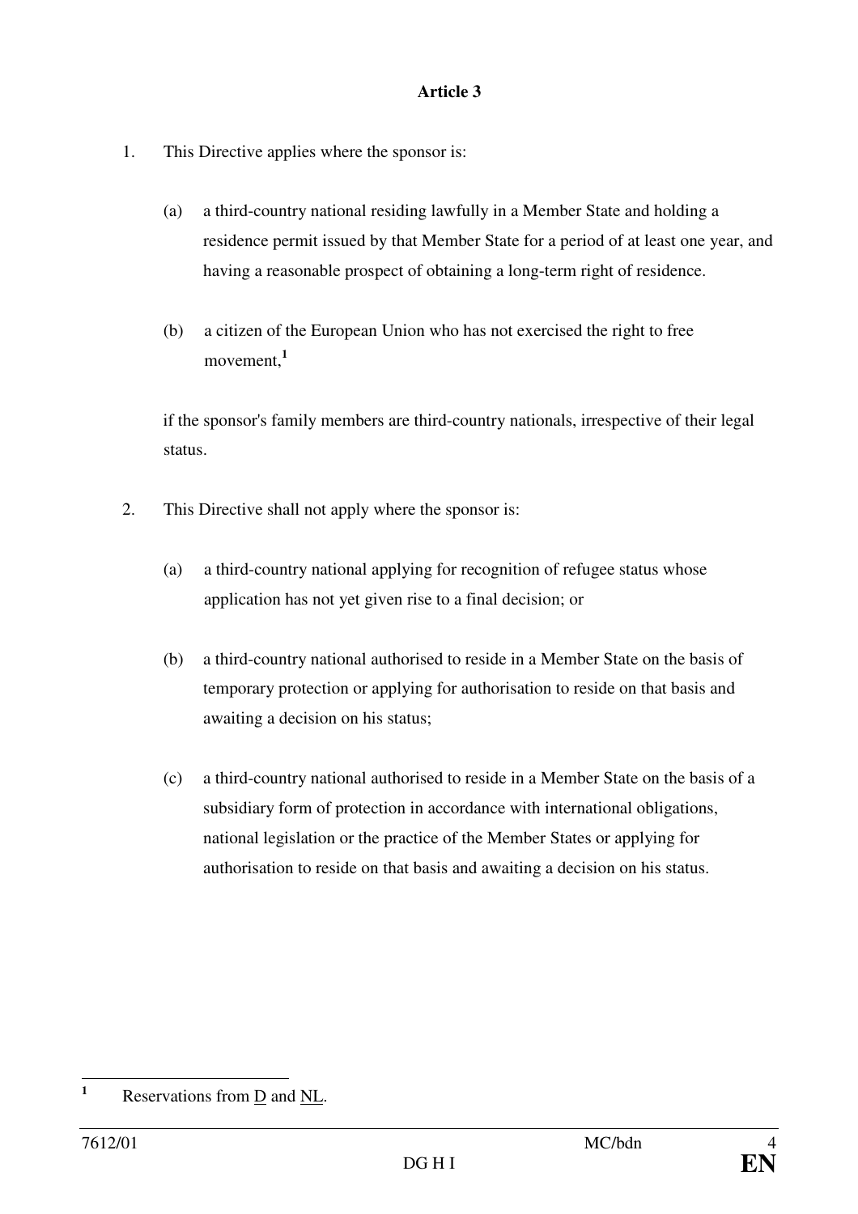### Article 3

1. This Directive applies where the sponsor is:

   (a) a third-country national residing lawfully in a Member State and holding a residence permit issued by that Member State for a period of at least one year, and having a reasonable prospect of obtaining a long-term right of residence.

   (b) a citizen of the European Union who has not exercised the right to free movement,[1]

   if the sponsor's family members are third-country nationals, irrespective of their legal status.

2. This Directive shall not apply where the sponsor is:

   (a) a third-country national applying for recognition of refugee status whose application has not yet given rise to a final decision; or

   (b) a third-country national authorised to reside in a Member State on the basis of temporary protection or applying for authorisation to reside on that basis and awaiting a decision on his status;

   (c) a third-country national authorised to reside in a Member State on the basis of a subsidiary form of protection in accordance with international obligations, national legislation or the practice of the Member States or applying for authorisation to reside on that basis and awaiting a decision on his status.

---

[1] Reservations from D and NL.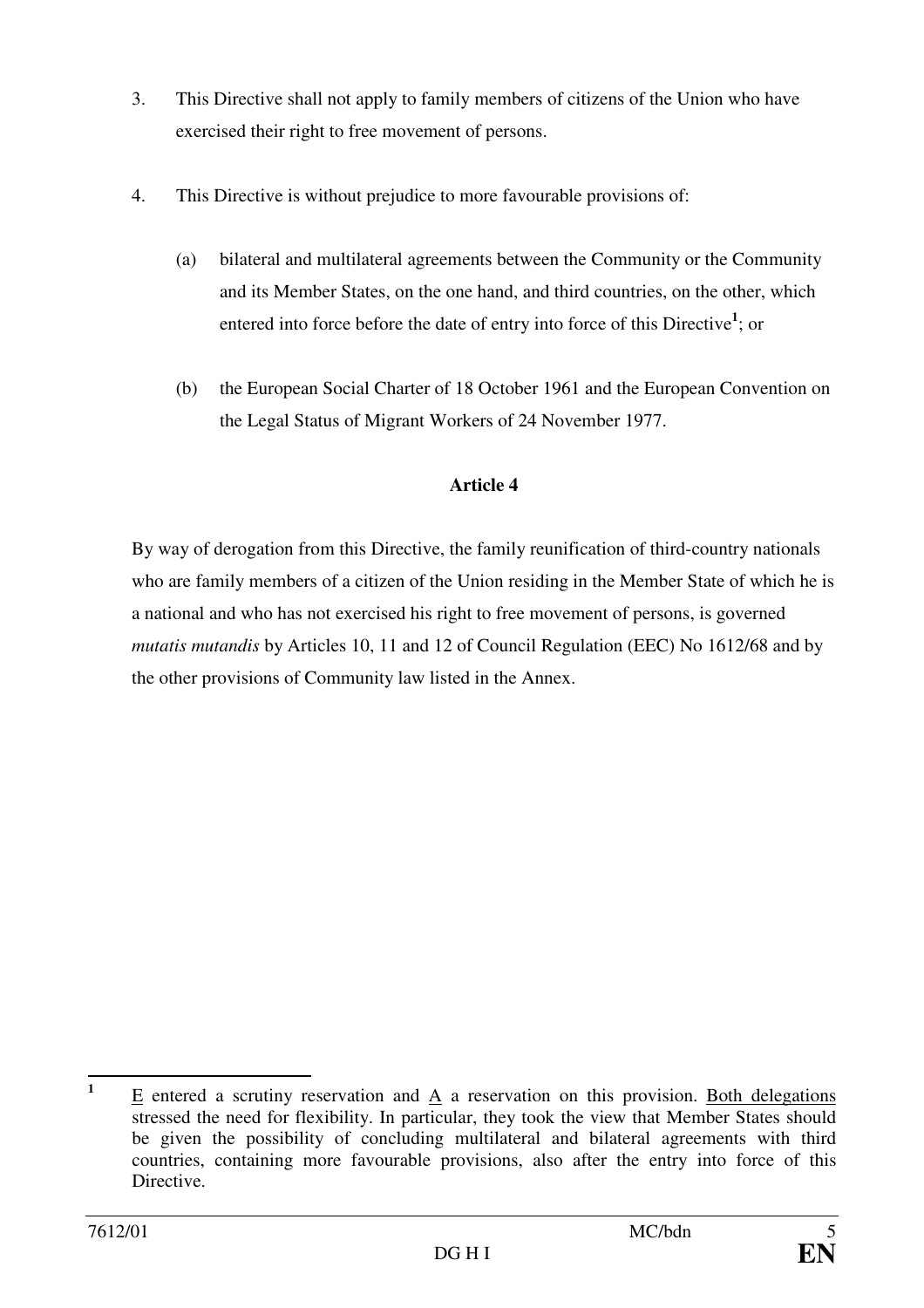3. This Directive shall not apply to family members of citizens of the Union who have exercised their right to free movement of persons.

4. This Directive is without prejudice to more favourable provisions of:

   (a) bilateral and multilateral agreements between the Community or the Community and its Member States, on the one hand, and third countries, on the other, which entered into force before the date of entry into force of this Directive[1]; or

   (b) the European Social Charter of 18 October 1961 and the European Convention on the Legal Status of Migrant Workers of 24 November 1977.

**Article 4**

By way of derogation from this Directive, the family reunification of third-country nationals who are family members of a citizen of the Union residing in the Member State of which he is a national and who has not exercised his right to free movement of persons, is governed *mutatis mutandis* by Articles 10, 11 and 12 of Council Regulation (EEC) No 1612/68 and by the other provisions of Community law listed in the Annex.

---

[1] E entered a scrutiny reservation and A a reservation on this provision. Both delegations stressed the need for flexibility. In particular, they took the view that Member States should be given the possibility of concluding multilateral and bilateral agreements with third countries, containing more favourable provisions, also after the entry into force of this Directive.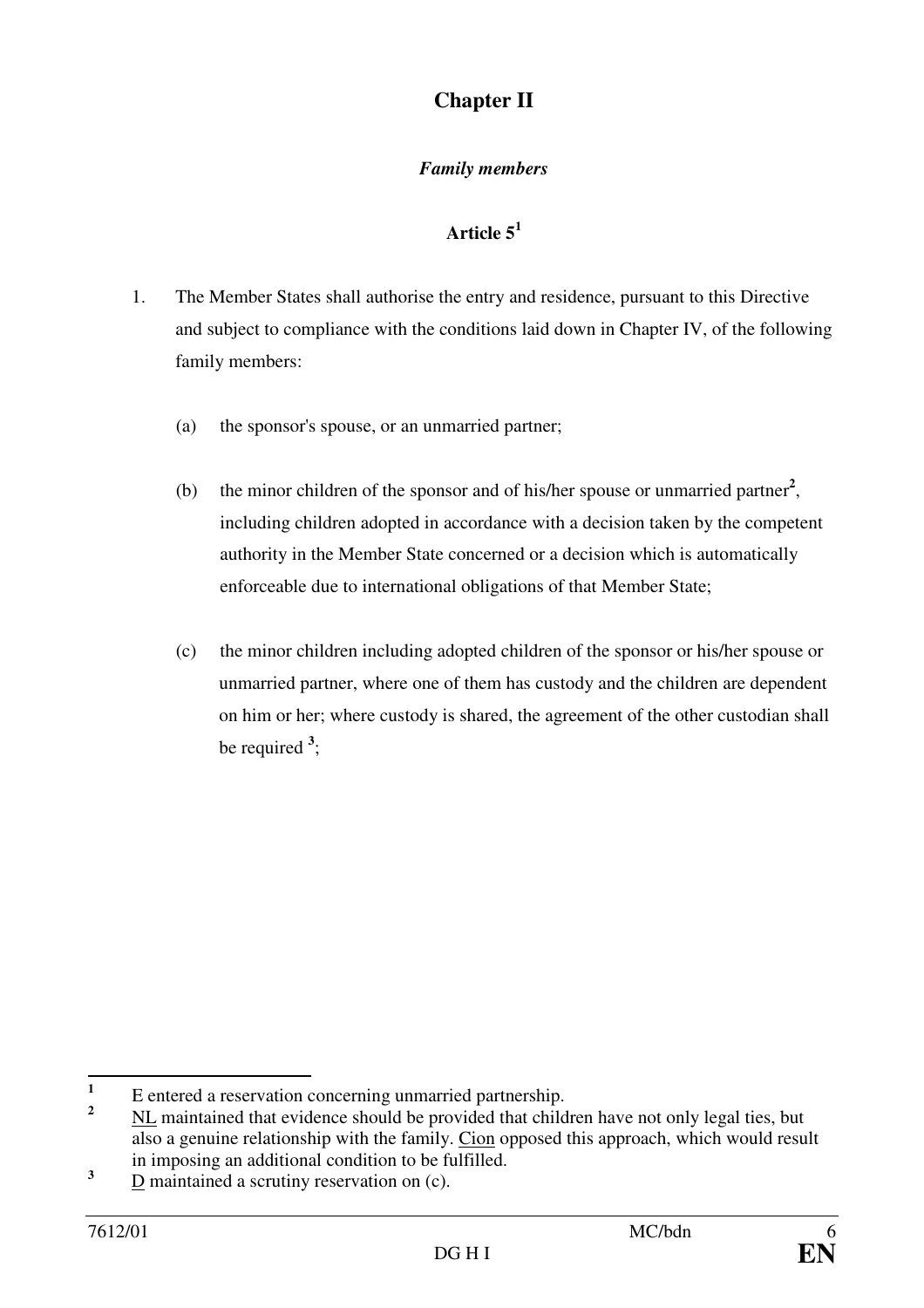## Chapter II

### *Family members*

### Article 5[1]

1. The Member States shall authorise the entry and residence, pursuant to this Directive and subject to compliance with the conditions laid down in Chapter IV, of the following family members:

   (a) the sponsor's spouse, or an unmarried partner;

   (b) the minor children of the sponsor and of his/her spouse or unmarried partner[2], including children adopted in accordance with a decision taken by the competent authority in the Member State concerned or a decision which is automatically enforceable due to international obligations of that Member State;

   (c) the minor children including adopted children of the sponsor or his/her spouse or unmarried partner, where one of them has custody and the children are dependent on him or her; where custody is shared, the agreement of the other custodian shall be required [3];

---

[1] E entered a reservation concerning unmarried partnership.

[2] NL maintained that evidence should be provided that children have not only legal ties, but also a genuine relationship with the family. Cion opposed this approach, which would result in imposing an additional condition to be fulfilled.

[3] D maintained a scrutiny reservation on (c).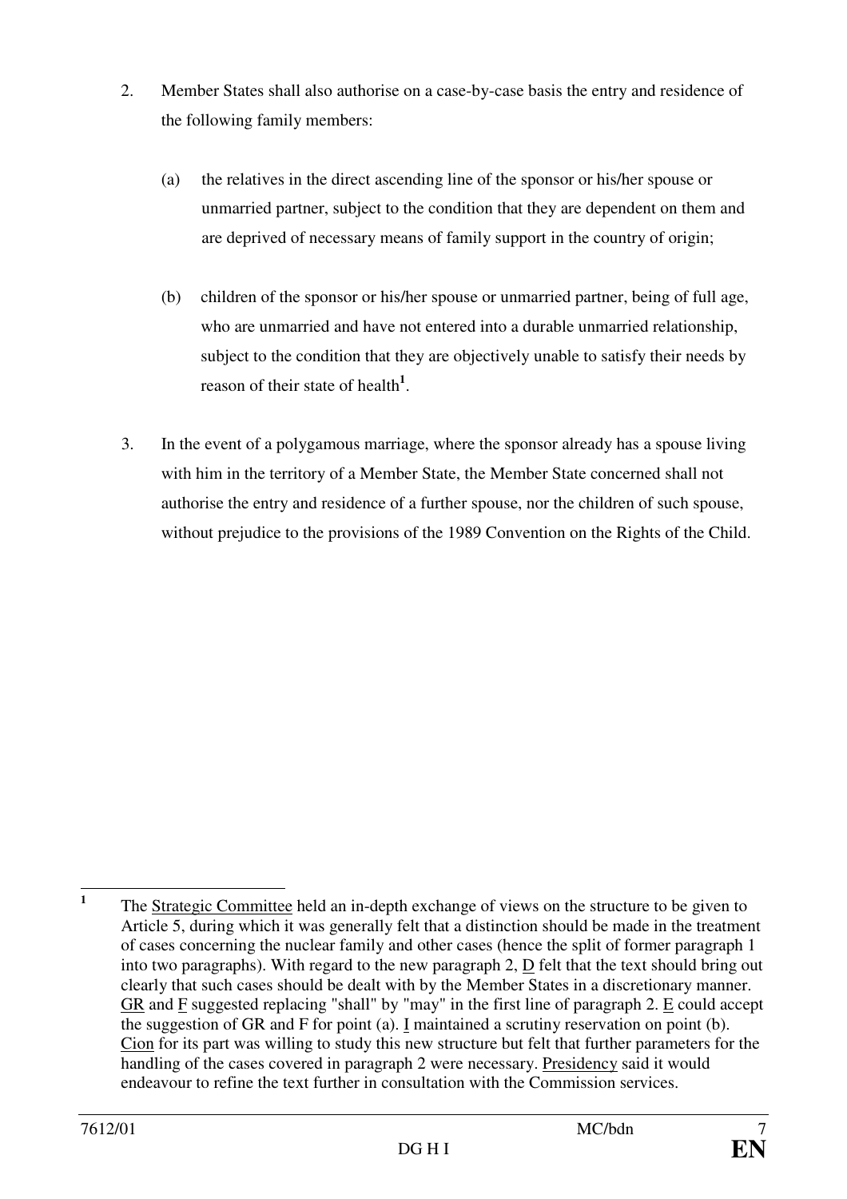2. Member States shall also authorise on a case-by-case basis the entry and residence of the following family members:

   (a) the relatives in the direct ascending line of the sponsor or his/her spouse or unmarried partner, subject to the condition that they are dependent on them and are deprived of necessary means of family support in the country of origin;

   (b) children of the sponsor or his/her spouse or unmarried partner, being of full age, who are unmarried and have not entered into a durable unmarried relationship, subject to the condition that they are objectively unable to satisfy their needs by reason of their state of health[1].

3. In the event of a polygamous marriage, where the sponsor already has a spouse living with him in the territory of a Member State, the Member State concerned shall not authorise the entry and residence of a further spouse, nor the children of such spouse, without prejudice to the provisions of the 1989 Convention on the Rights of the Child.

---

[1] The Strategic Committee held an in-depth exchange of views on the structure to be given to Article 5, during which it was generally felt that a distinction should be made in the treatment of cases concerning the nuclear family and other cases (hence the split of former paragraph 1 into two paragraphs). With regard to the new paragraph 2, D felt that the text should bring out clearly that such cases should be dealt with by the Member States in a discretionary manner. GR and F suggested replacing "shall" by "may" in the first line of paragraph 2. E could accept the suggestion of GR and F for point (a). I maintained a scrutiny reservation on point (b). Cion for its part was willing to study this new structure but felt that further parameters for the handling of the cases covered in paragraph 2 were necessary. Presidency said it would endeavour to refine the text further in consultation with the Commission services.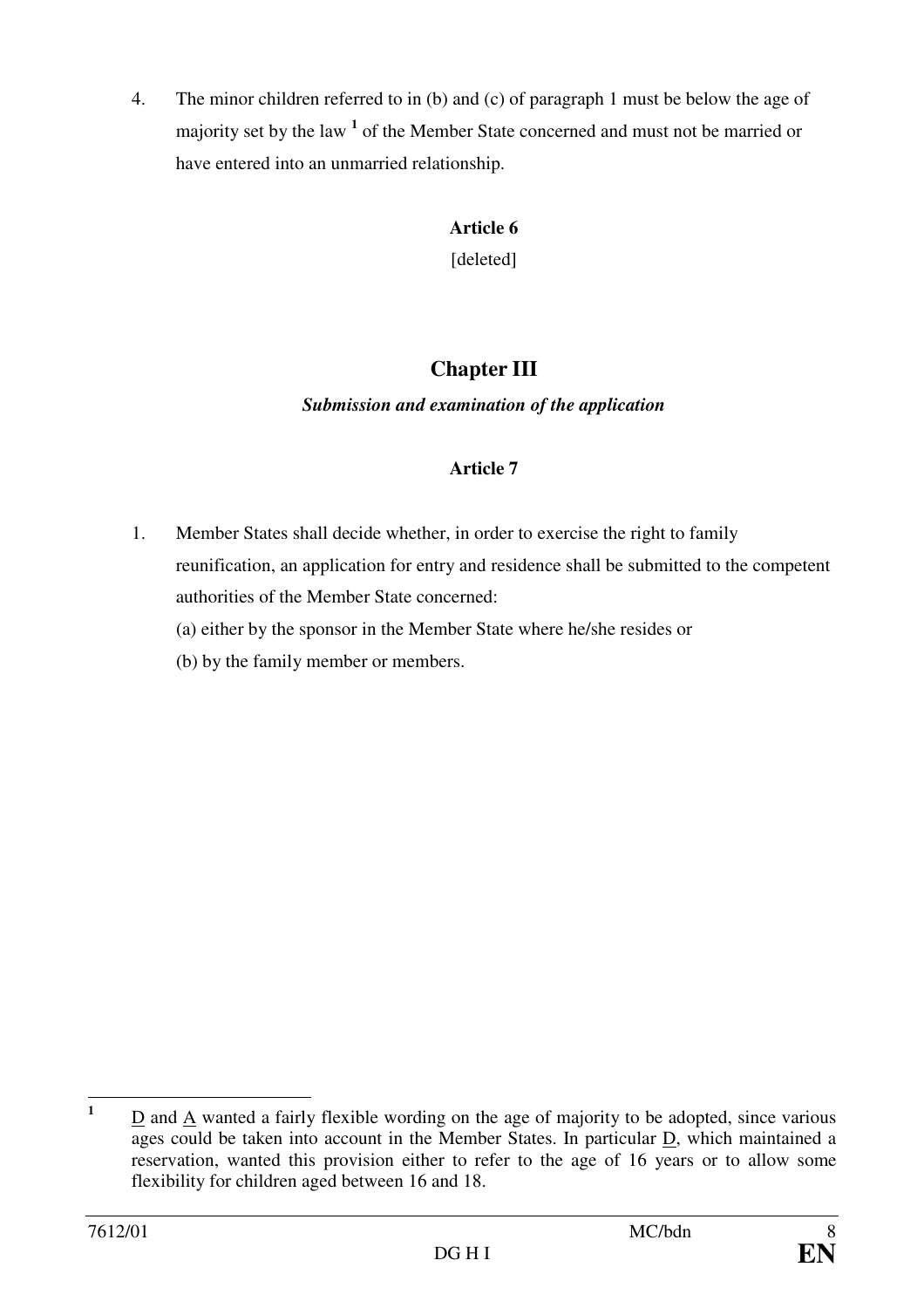4. The minor children referred to in (b) and (c) of paragraph 1 must be below the age of majority set by the law [1] of the Member State concerned and must not be married or have entered into an unmarried relationship.

**Article 6**

[deleted]

## Chapter III

***Submission and examination of the application***

**Article 7**

1. Member States shall decide whether, in order to exercise the right to family reunification, an application for entry and residence shall be submitted to the competent authorities of the Member State concerned:

   (a) either by the sponsor in the Member State where he/she resides or

   (b) by the family member or members.

---

[1] D and A wanted a fairly flexible wording on the age of majority to be adopted, since various ages could be taken into account in the Member States. In particular D, which maintained a reservation, wanted this provision either to refer to the age of 16 years or to allow some flexibility for children aged between 16 and 18.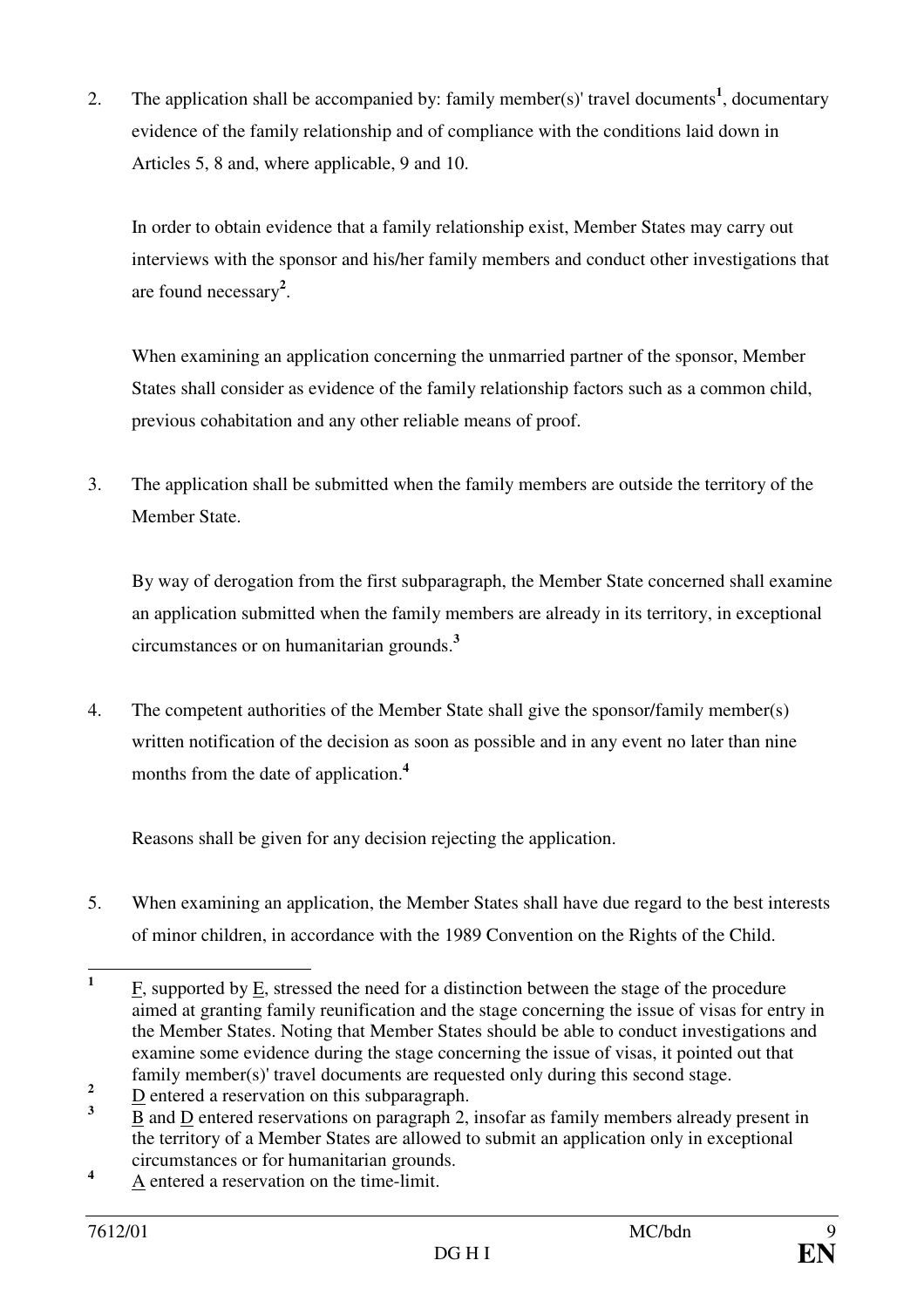2. The application shall be accompanied by: family member(s)' travel documents[1], documentary evidence of the family relationship and of compliance with the conditions laid down in Articles 5, 8 and, where applicable, 9 and 10.

   In order to obtain evidence that a family relationship exist, Member States may carry out interviews with the sponsor and his/her family members and conduct other investigations that are found necessary[2].

   When examining an application concerning the unmarried partner of the sponsor, Member States shall consider as evidence of the family relationship factors such as a common child, previous cohabitation and any other reliable means of proof.

3. The application shall be submitted when the family members are outside the territory of the Member State.

   By way of derogation from the first subparagraph, the Member State concerned shall examine an application submitted when the family members are already in its territory, in exceptional circumstances or on humanitarian grounds.[3]

4. The competent authorities of the Member State shall give the sponsor/family member(s) written notification of the decision as soon as possible and in any event no later than nine months from the date of application.[4]

   Reasons shall be given for any decision rejecting the application.

5. When examining an application, the Member States shall have due regard to the best interests of minor children, in accordance with the 1989 Convention on the Rights of the Child.

---

[1] F, supported by E, stressed the need for a distinction between the stage of the procedure aimed at granting family reunification and the stage concerning the issue of visas for entry in the Member States. Noting that Member States should be able to conduct investigations and examine some evidence during the stage concerning the issue of visas, it pointed out that family member(s)' travel documents are requested only during this second stage.

[2] D entered a reservation on this subparagraph.

[3] B and D entered reservations on paragraph 2, insofar as family members already present in the territory of a Member States are allowed to submit an application only in exceptional circumstances or for humanitarian grounds.

[4] A entered a reservation on the time-limit.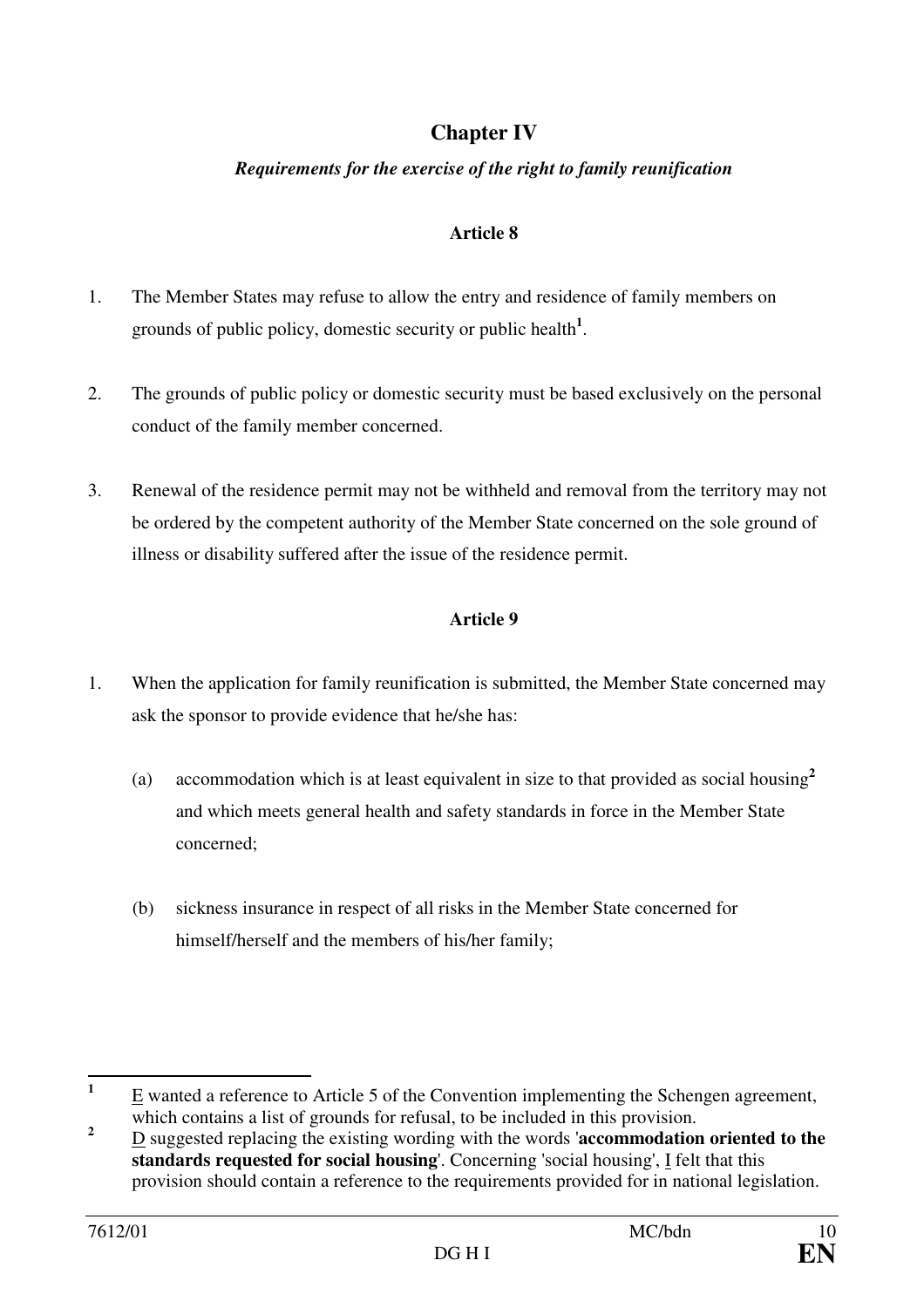## Chapter IV

### *Requirements for the exercise of the right to family reunification*

### Article 8

1. The Member States may refuse to allow the entry and residence of family members on grounds of public policy, domestic security or public health[1].

2. The grounds of public policy or domestic security must be based exclusively on the personal conduct of the family member concerned.

3. Renewal of the residence permit may not be withheld and removal from the territory may not be ordered by the competent authority of the Member State concerned on the sole ground of illness or disability suffered after the issue of the residence permit.

### Article 9

1. When the application for family reunification is submitted, the Member State concerned may ask the sponsor to provide evidence that he/she has:

   (a) accommodation which is at least equivalent in size to that provided as social housing[2] and which meets general health and safety standards in force in the Member State concerned;

   (b) sickness insurance in respect of all risks in the Member State concerned for himself/herself and the members of his/her family;

---

[1] E wanted a reference to Article 5 of the Convention implementing the Schengen agreement, which contains a list of grounds for refusal, to be included in this provision.

[2] D suggested replacing the existing wording with the words '**accommodation oriented to the standards requested for social housing**'. Concerning 'social housing', I felt that this provision should contain a reference to the requirements provided for in national legislation.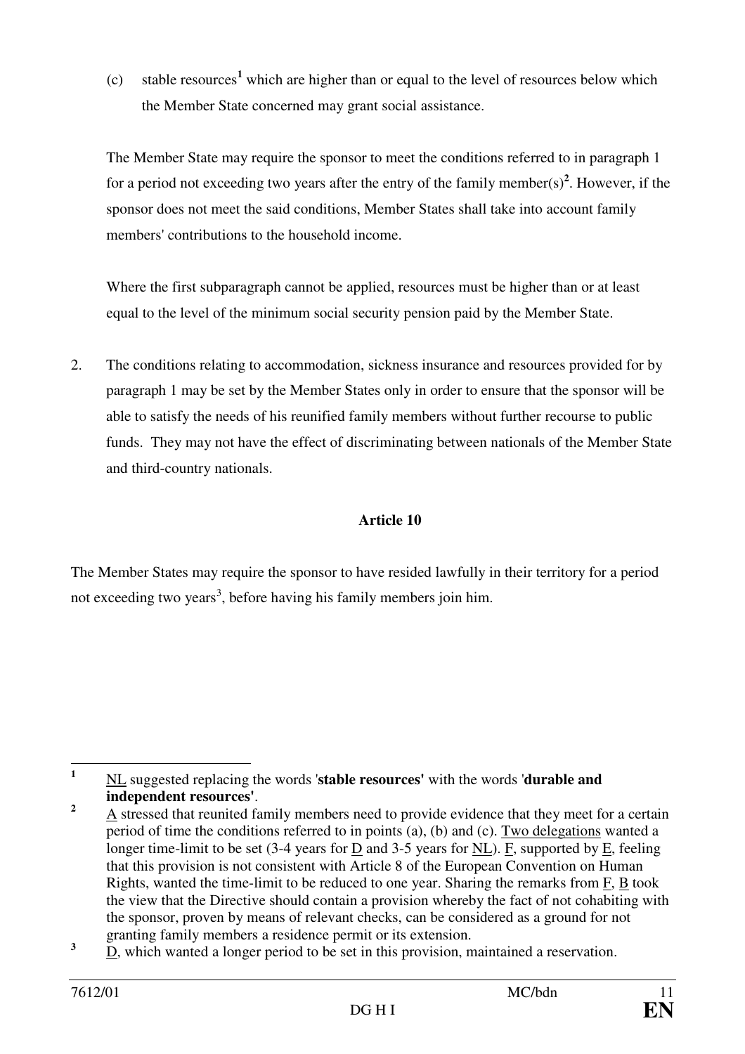(c) stable resources[1] which are higher than or equal to the level of resources below which the Member State concerned may grant social assistance.

The Member State may require the sponsor to meet the conditions referred to in paragraph 1 for a period not exceeding two years after the entry of the family member(s)[2]. However, if the sponsor does not meet the said conditions, Member States shall take into account family members' contributions to the household income.

Where the first subparagraph cannot be applied, resources must be higher than or at least equal to the level of the minimum social security pension paid by the Member State.

2. The conditions relating to accommodation, sickness insurance and resources provided for by paragraph 1 may be set by the Member States only in order to ensure that the sponsor will be able to satisfy the needs of his reunified family members without further recourse to public funds. They may not have the effect of discriminating between nationals of the Member State and third-country nationals.

**Article 10**

The Member States may require the sponsor to have resided lawfully in their territory for a period not exceeding two years[3], before having his family members join him.

---

[1] NL suggested replacing the words '**stable resources'** with the words '**durable and independent resources'**.

[2] A stressed that reunited family members need to provide evidence that they meet for a certain period of time the conditions referred to in points (a), (b) and (c). Two delegations wanted a longer time-limit to be set (3-4 years for D and 3-5 years for NL). F, supported by E, feeling that this provision is not consistent with Article 8 of the European Convention on Human Rights, wanted the time-limit to be reduced to one year. Sharing the remarks from F, B took the view that the Directive should contain a provision whereby the fact of not cohabiting with the sponsor, proven by means of relevant checks, can be considered as a ground for not granting family members a residence permit or its extension.

[3] D, which wanted a longer period to be set in this provision, maintained a reservation.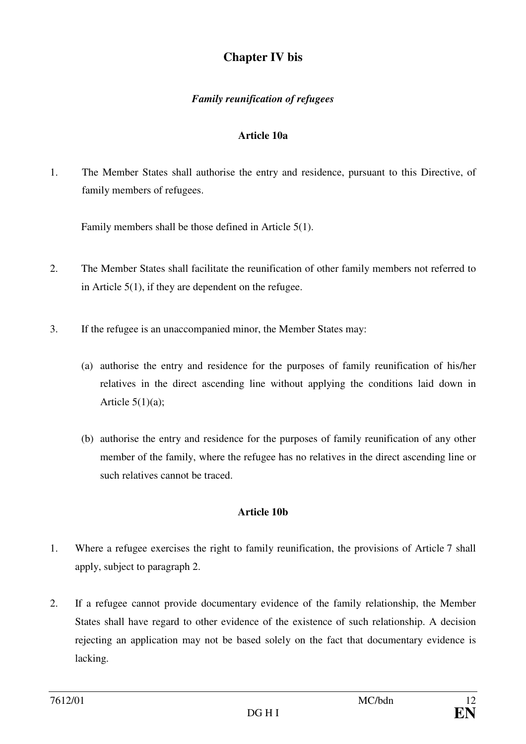## Chapter IV bis

### *Family reunification of refugees*

#### Article 10a

1. The Member States shall authorise the entry and residence, pursuant to this Directive, of family members of refugees.

   Family members shall be those defined in Article 5(1).

2. The Member States shall facilitate the reunification of other family members not referred to in Article 5(1), if they are dependent on the refugee.

3. If the refugee is an unaccompanied minor, the Member States may:

   (a) authorise the entry and residence for the purposes of family reunification of his/her relatives in the direct ascending line without applying the conditions laid down in Article 5(1)(a);

   (b) authorise the entry and residence for the purposes of family reunification of any other member of the family, where the refugee has no relatives in the direct ascending line or such relatives cannot be traced.

#### Article 10b

1. Where a refugee exercises the right to family reunification, the provisions of Article 7 shall apply, subject to paragraph 2.

2. If a refugee cannot provide documentary evidence of the family relationship, the Member States shall have regard to other evidence of the existence of such relationship. A decision rejecting an application may not be based solely on the fact that documentary evidence is lacking.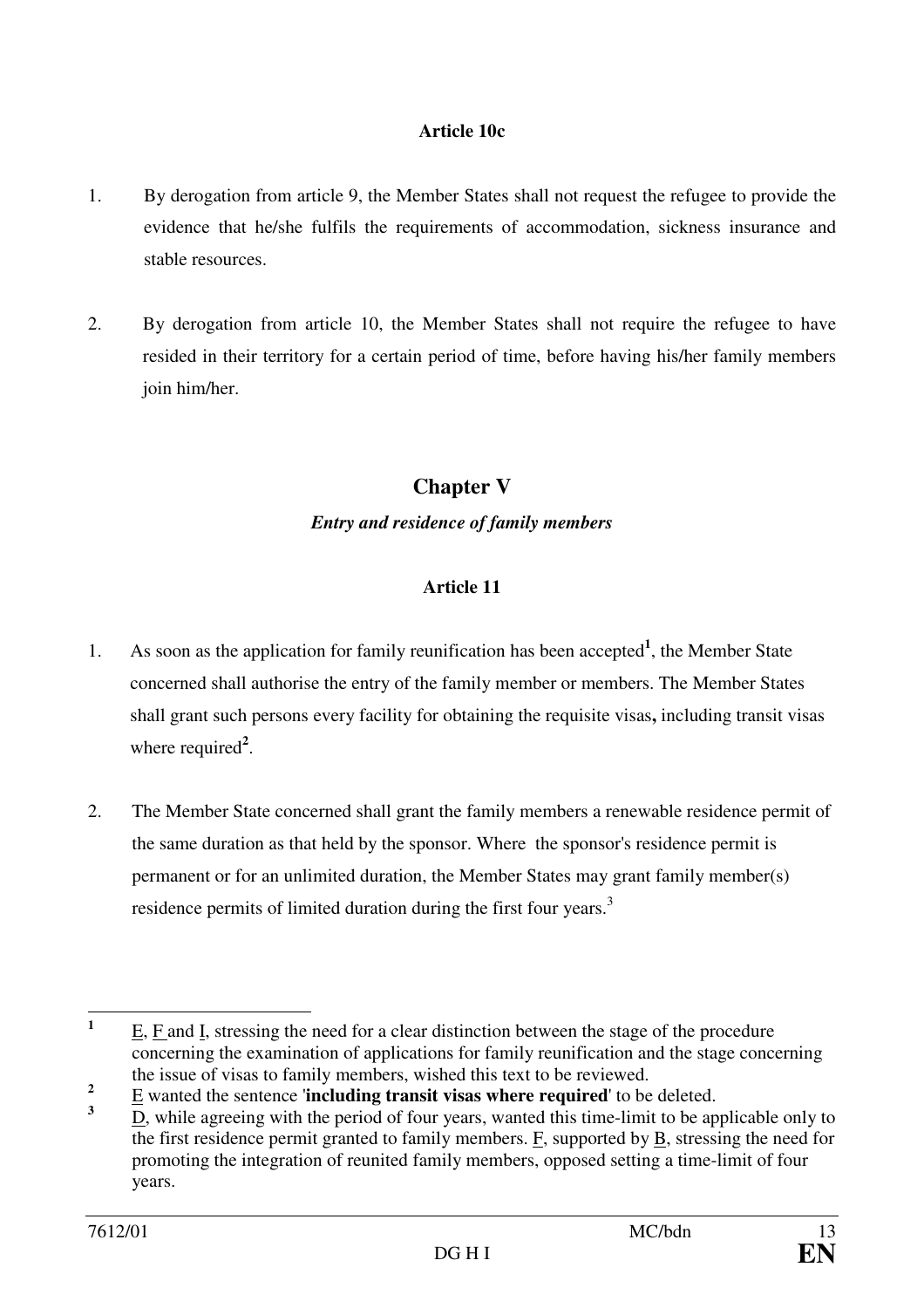**Article 10c**

1. By derogation from article 9, the Member States shall not request the refugee to provide the evidence that he/she fulfils the requirements of accommodation, sickness insurance and stable resources.

2. By derogation from article 10, the Member States shall not require the refugee to have resided in their territory for a certain period of time, before having his/her family members join him/her.

## Chapter V

***Entry and residence of family members***

**Article 11**

1. As soon as the application for family reunification has been accepted[1], the Member State concerned shall authorise the entry of the family member or members. The Member States shall grant such persons every facility for obtaining the requisite visas**,** including transit visas where required[2].

2. The Member State concerned shall grant the family members a renewable residence permit of the same duration as that held by the sponsor. Where the sponsor's residence permit is permanent or for an unlimited duration, the Member States may grant family member(s) residence permits of limited duration during the first four years.[3]

---

[1] E, F and I, stressing the need for a clear distinction between the stage of the procedure concerning the examination of applications for family reunification and the stage concerning the issue of visas to family members, wished this text to be reviewed.

[2] E wanted the sentence '**including transit visas where required**' to be deleted.

[3] D, while agreeing with the period of four years, wanted this time-limit to be applicable only to the first residence permit granted to family members. F, supported by B, stressing the need for promoting the integration of reunited family members, opposed setting a time-limit of four years.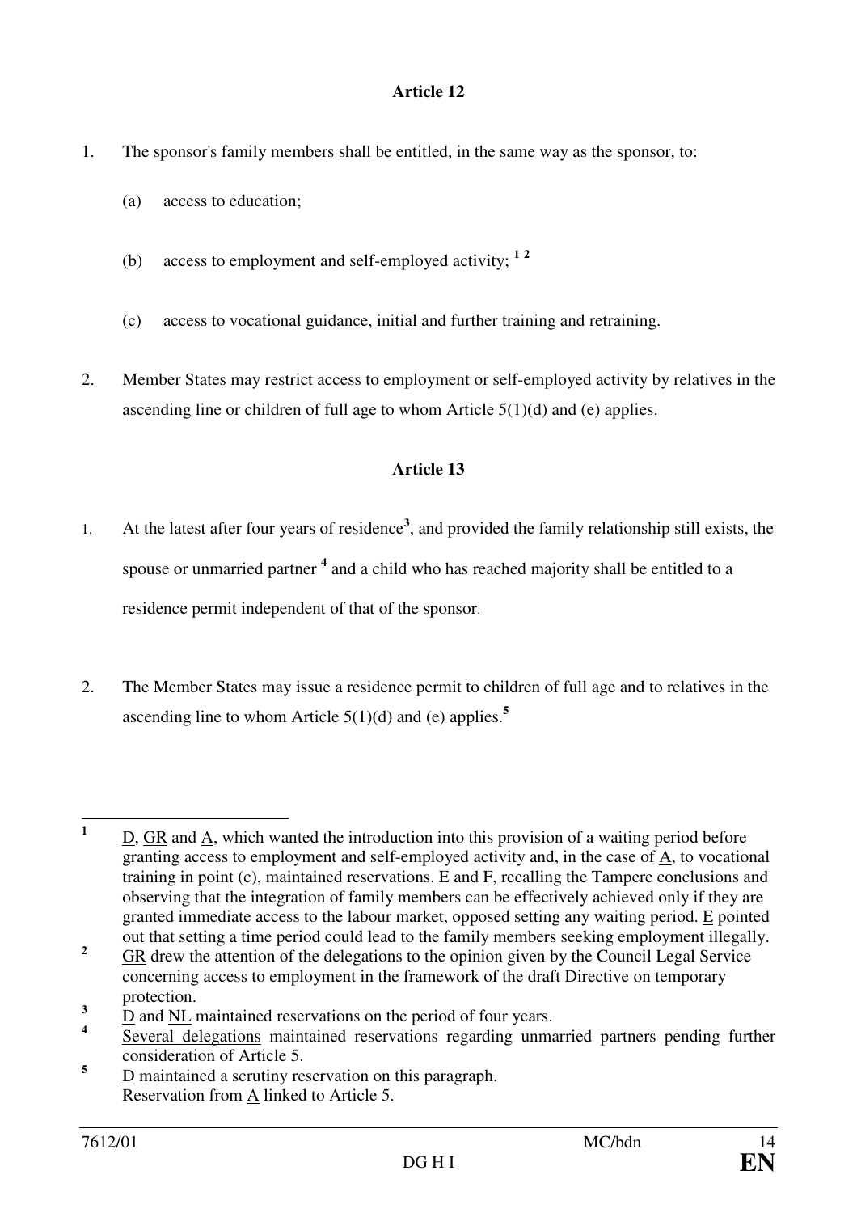## Article 12

1. The sponsor's family members shall be entitled, in the same way as the sponsor, to:

   (a) access to education;

   (b) access to employment and self-employed activity; [1] [2]

   (c) access to vocational guidance, initial and further training and retraining.

2. Member States may restrict access to employment or self-employed activity by relatives in the ascending line or children of full age to whom Article 5(1)(d) and (e) applies.

## Article 13

1. At the latest after four years of residence[3], and provided the family relationship still exists, the spouse or unmarried partner [4] and a child who has reached majority shall be entitled to a residence permit independent of that of the sponsor.

2. The Member States may issue a residence permit to children of full age and to relatives in the ascending line to whom Article 5(1)(d) and (e) applies.[5]

---

[1] D, GR and A, which wanted the introduction into this provision of a waiting period before granting access to employment and self-employed activity and, in the case of A, to vocational training in point (c), maintained reservations. E and F, recalling the Tampere conclusions and observing that the integration of family members can be effectively achieved only if they are granted immediate access to the labour market, opposed setting any waiting period. E pointed out that setting a time period could lead to the family members seeking employment illegally.

[2] GR drew the attention of the delegations to the opinion given by the Council Legal Service concerning access to employment in the framework of the draft Directive on temporary protection.

[3] D and NL maintained reservations on the period of four years.

[4] Several delegations maintained reservations regarding unmarried partners pending further consideration of Article 5.

[5] D maintained a scrutiny reservation on this paragraph. Reservation from A linked to Article 5.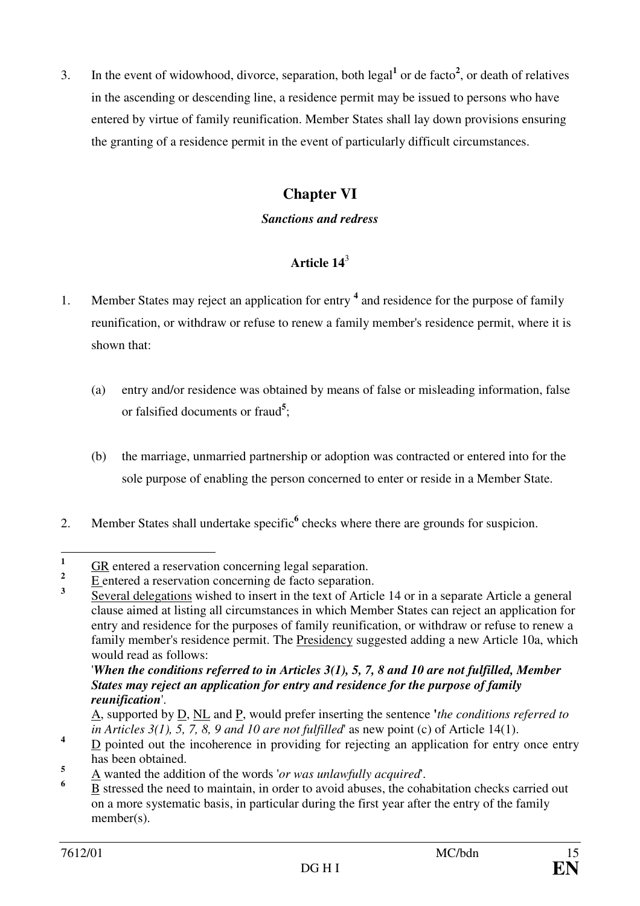3. In the event of widowhood, divorce, separation, both legal[1] or de facto[2], or death of relatives in the ascending or descending line, a residence permit may be issued to persons who have entered by virtue of family reunification. Member States shall lay down provisions ensuring the granting of a residence permit in the event of particularly difficult circumstances.

## Chapter VI

### *Sanctions and redress*

### Article 14[3]

1. Member States may reject an application for entry [4] and residence for the purpose of family reunification, or withdraw or refuse to renew a family member's residence permit, where it is shown that:

   (a) entry and/or residence was obtained by means of false or misleading information, false or falsified documents or fraud[5];

   (b) the marriage, unmarried partnership or adoption was contracted or entered into for the sole purpose of enabling the person concerned to enter or reside in a Member State.

2. Member States shall undertake specific[6] checks where there are grounds for suspicion.

---

[1] GR entered a reservation concerning legal separation.

[2] E entered a reservation concerning de facto separation.

[3] Several delegations wished to insert in the text of Article 14 or in a separate Article a general clause aimed at listing all circumstances in which Member States can reject an application for entry and residence for the purposes of family reunification, or withdraw or refuse to renew a family member's residence permit. The Presidency suggested adding a new Article 10a, which would read as follows:
'***When the conditions referred to in Articles 3(1), 5, 7, 8 and 10 are not fulfilled, Member States may reject an application for entry and residence for the purpose of family reunification***'.
A, supported by D, NL and P, would prefer inserting the sentence '*the conditions referred to in Articles 3(1), 5, 7, 8, 9 and 10 are not fulfilled*' as new point (c) of Article 14(1).

[4] D pointed out the incoherence in providing for rejecting an application for entry once entry has been obtained.

[5] A wanted the addition of the words '*or was unlawfully acquired*'.

[6] B stressed the need to maintain, in order to avoid abuses, the cohabitation checks carried out on a more systematic basis, in particular during the first year after the entry of the family member(s).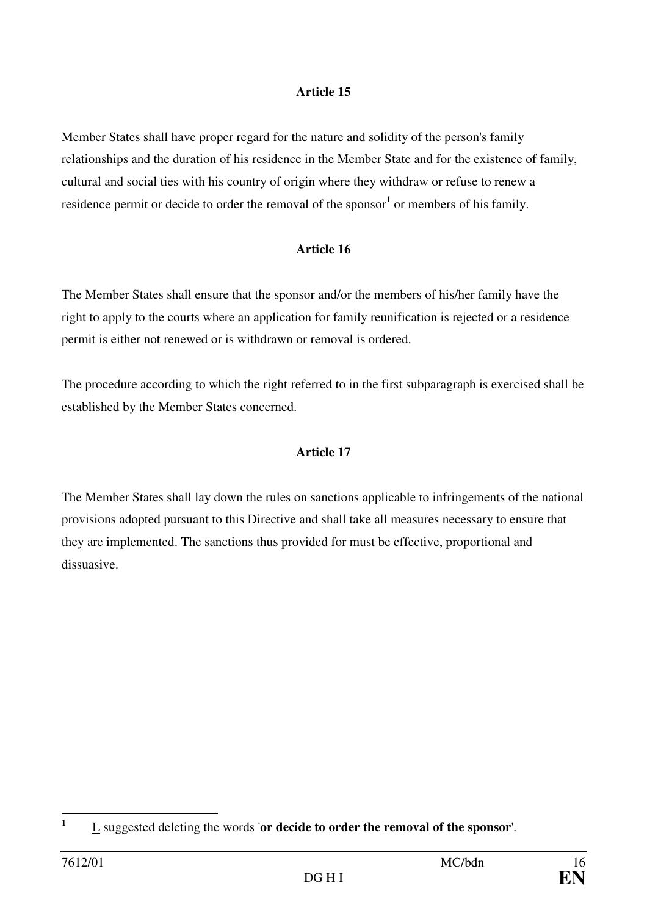### Article 15

Member States shall have proper regard for the nature and solidity of the person's family relationships and the duration of his residence in the Member State and for the existence of family, cultural and social ties with his country of origin where they withdraw or refuse to renew a residence permit or decide to order the removal of the sponsor[1] or members of his family.

### Article 16

The Member States shall ensure that the sponsor and/or the members of his/her family have the right to apply to the courts where an application for family reunification is rejected or a residence permit is either not renewed or is withdrawn or removal is ordered.

The procedure according to which the right referred to in the first subparagraph is exercised shall be established by the Member States concerned.

### Article 17

The Member States shall lay down the rules on sanctions applicable to infringements of the national provisions adopted pursuant to this Directive and shall take all measures necessary to ensure that they are implemented. The sanctions thus provided for must be effective, proportional and dissuasive.

---

[1] L suggested deleting the words '**or decide to order the removal of the sponsor**'.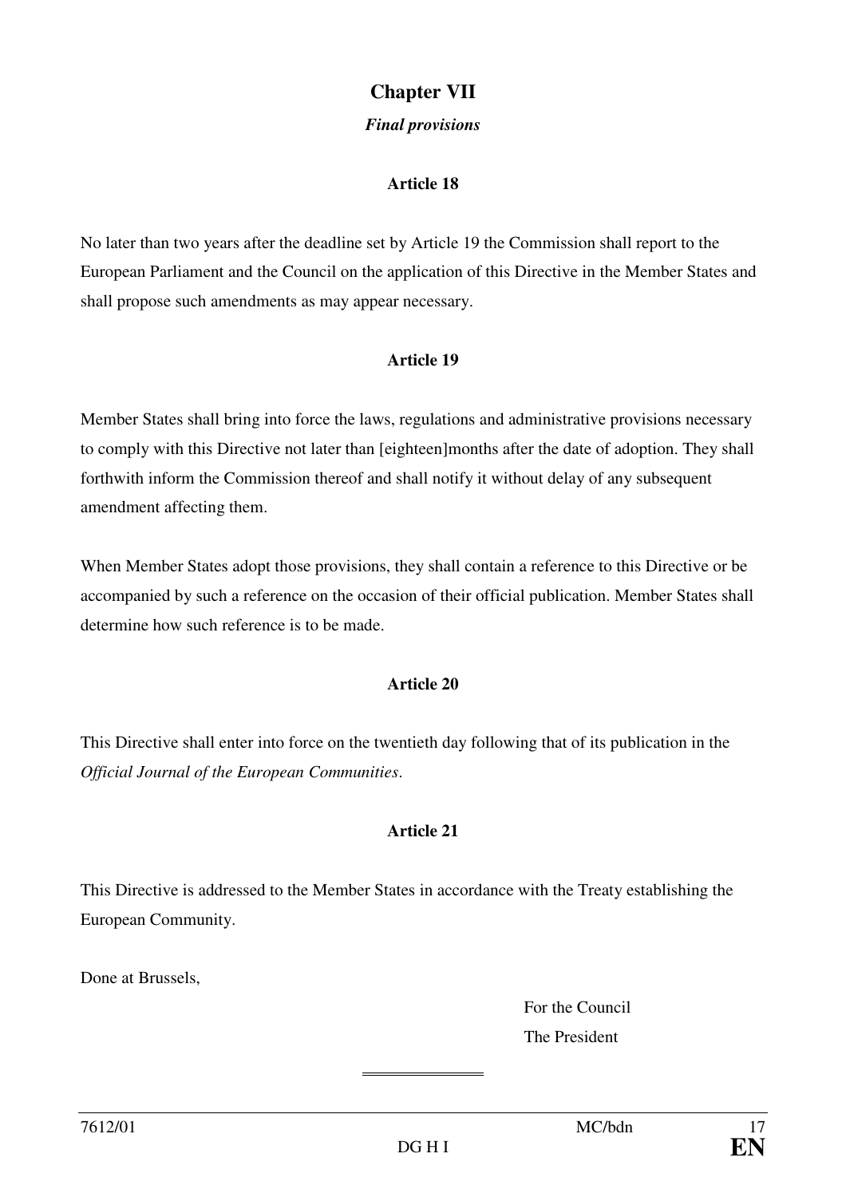# Chapter VII

*Final provisions*

### Article 18

No later than two years after the deadline set by Article 19 the Commission shall report to the European Parliament and the Council on the application of this Directive in the Member States and shall propose such amendments as may appear necessary.

### Article 19

Member States shall bring into force the laws, regulations and administrative provisions necessary to comply with this Directive not later than [eighteen]months after the date of adoption. They shall forthwith inform the Commission thereof and shall notify it without delay of any subsequent amendment affecting them.

When Member States adopt those provisions, they shall contain a reference to this Directive or be accompanied by such a reference on the occasion of their official publication. Member States shall determine how such reference is to be made.

### Article 20

This Directive shall enter into force on the twentieth day following that of its publication in the *Official Journal of the European Communities*.

### Article 21

This Directive is addressed to the Member States in accordance with the Treaty establishing the European Community.

Done at Brussels,

For the Council
The President